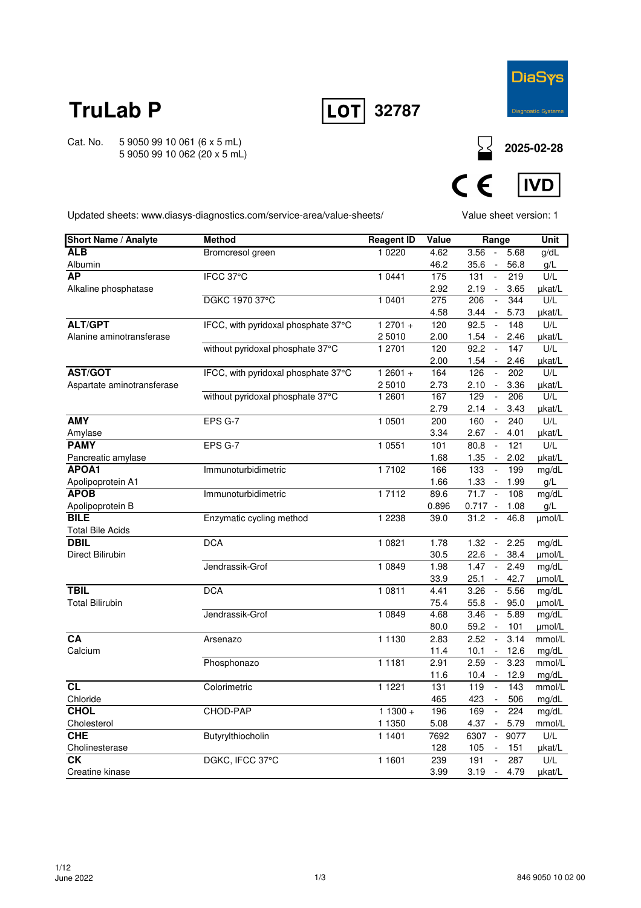# TruLab P

**LOT** 32787

DiaSys Diagnostic Systems

Cat. No. 5 9050 99 10 061 (6 x 5 mL)
5 9050 99 10 062 (20 x 5 mL)

2025-02-28

CE IVD

Updated sheets: www.diasys-diagnostics.com/service-area/value-sheets/

Value sheet version: 1

| Short Name / Analyte | Method | Reagent ID | Value | Range | Unit |
|---|---|---|---|---|---|
| **ALB** | Bromcresol green | 1 0220 | 4.62 | 3.56 - 5.68 | g/dL |
| Albumin | | | 46.2 | 35.6 - 56.8 | g/L |
| **AP** | IFCC 37°C | 1 0441 | 175 | 131 - 219 | U/L |
| Alkaline phosphatase | | | 2.92 | 2.19 - 3.65 | µkat/L |
| | DGKC 1970 37°C | 1 0401 | 275 | 206 - 344 | U/L |
| | | | 4.58 | 3.44 - 5.73 | µkat/L |
| **ALT/GPT** | IFCC, with pyridoxal phosphate 37°C | 1 2701 + | 120 | 92.5 - 148 | U/L |
| Alanine aminotransferase | | 2 5010 | 2.00 | 1.54 - 2.46 | µkat/L |
| | without pyridoxal phosphate 37°C | 1 2701 | 120 | 92.2 - 147 | U/L |
| | | | 2.00 | 1.54 - 2.46 | µkat/L |
| **AST/GOT** | IFCC, with pyridoxal phosphate 37°C | 1 2601 + | 164 | 126 - 202 | U/L |
| Aspartate aminotransferase | | 2 5010 | 2.73 | 2.10 - 3.36 | µkat/L |
| | without pyridoxal phosphate 37°C | 1 2601 | 167 | 129 - 206 | U/L |
| | | | 2.79 | 2.14 - 3.43 | µkat/L |
| **AMY** | EPS G-7 | 1 0501 | 200 | 160 - 240 | U/L |
| Amylase | | | 3.34 | 2.67 - 4.01 | µkat/L |
| **PAMY** | EPS G-7 | 1 0551 | 101 | 80.8 - 121 | U/L |
| Pancreatic amylase | | | 1.68 | 1.35 - 2.02 | µkat/L |
| **APOA1** | Immunoturbidimetric | 1 7102 | 166 | 133 - 199 | mg/dL |
| Apolipoprotein A1 | | | 1.66 | 1.33 - 1.99 | g/L |
| **APOB** | Immunoturbidimetric | 1 7112 | 89.6 | 71.7 - 108 | mg/dL |
| Apolipoprotein B | | | 0.896 | 0.717 - 1.08 | g/L |
| **BILE** | Enzymatic cycling method | 1 2238 | 39.0 | 31.2 - 46.8 | µmol/L |
| Total Bile Acids | | | | | |
| **DBIL** | DCA | 1 0821 | 1.78 | 1.32 - 2.25 | mg/dL |
| Direct Bilirubin | | | 30.5 | 22.6 - 38.4 | µmol/L |
| | Jendrassik-Grof | 1 0849 | 1.98 | 1.47 - 2.49 | mg/dL |
| | | | 33.9 | 25.1 - 42.7 | µmol/L |
| **TBIL** | DCA | 1 0811 | 4.41 | 3.26 - 5.56 | mg/dL |
| Total Bilirubin | | | 75.4 | 55.8 - 95.0 | µmol/L |
| | Jendrassik-Grof | 1 0849 | 4.68 | 3.46 - 5.89 | mg/dL |
| | | | 80.0 | 59.2 - 101 | µmol/L |
| **CA** | Arsenazo | 1 1130 | 2.83 | 2.52 - 3.14 | mmol/L |
| Calcium | | | 11.4 | 10.1 - 12.6 | mg/dL |
| | Phosphonazo | 1 1181 | 2.91 | 2.59 - 3.23 | mmol/L |
| | | | 11.6 | 10.4 - 12.9 | mg/dL |
| **CL** | Colorimetric | 1 1221 | 131 | 119 - 143 | mmol/L |
| Chloride | | | 465 | 423 - 506 | mg/dL |
| **CHOL** | CHOD-PAP | 1 1300 + | 196 | 169 - 224 | mg/dL |
| Cholesterol | | 1 1350 | 5.08 | 4.37 - 5.79 | mmol/L |
| **CHE** | Butyrylthiocholin | 1 1401 | 7692 | 6307 - 9077 | U/L |
| Cholinesterase | | | 128 | 105 - 151 | µkat/L |
| **CK** | DGKC, IFCC 37°C | 1 1601 | 239 | 191 - 287 | U/L |
| Creatine kinase | | | 3.99 | 3.19 - 4.79 | µkat/L |

1/12
June 2022

846 9050 10 02 00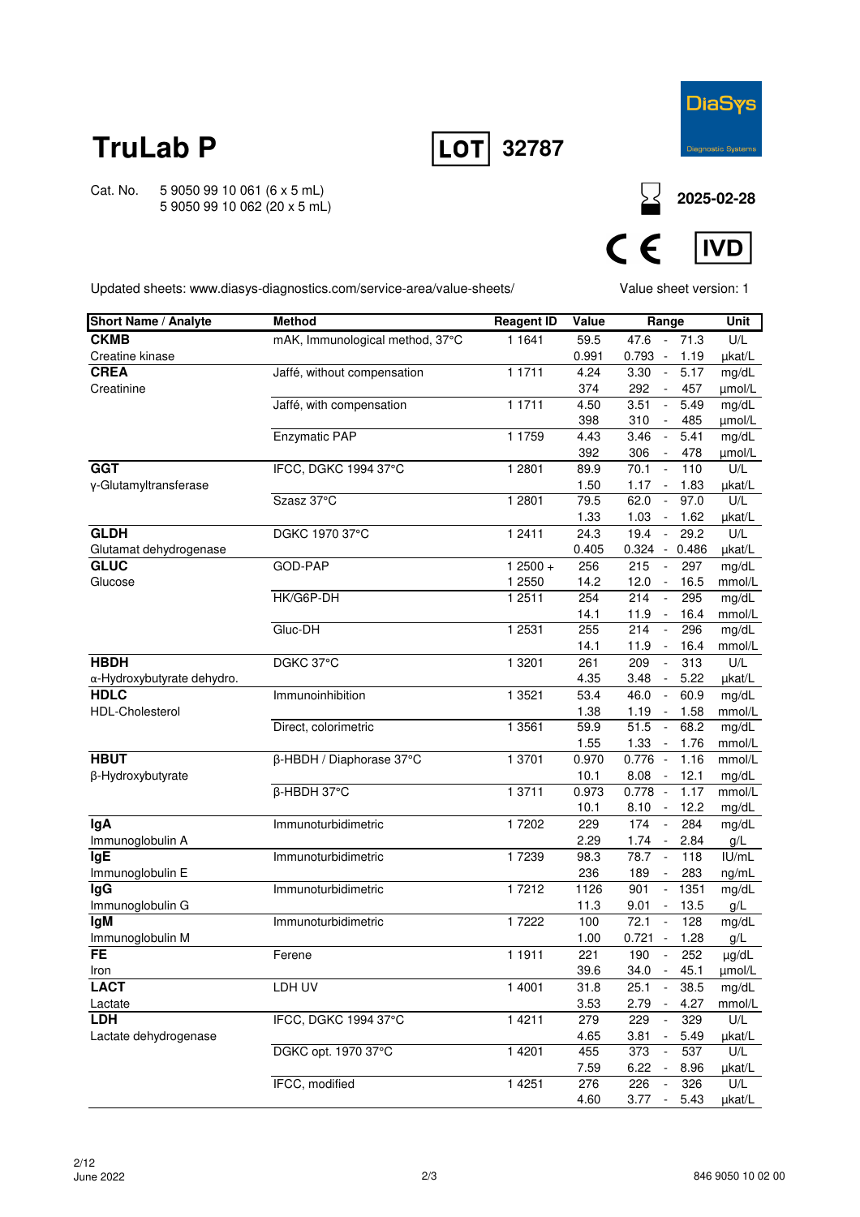# TruLab P

**LOT** 32787

Cat. No. 5 9050 99 10 061 (6 x 5 mL)
5 9050 99 10 062 (20 x 5 mL)

2025-02-28

IVD

Updated sheets: www.diasys-diagnostics.com/service-area/value-sheets/

Value sheet version: 1

| Short Name / Analyte | Method | Reagent ID | Value | Range | Unit |
|---|---|---|---|---|---|
| **CKMB** | mAK, Immunological method, 37°C | 1 1641 | 59.5 | 47.6 - 71.3 | U/L |
| Creatine kinase | | | 0.991 | 0.793 - 1.19 | µkat/L |
| **CREA** | Jaffé, without compensation | 1 1711 | 4.24 | 3.30 - 5.17 | mg/dL |
| Creatinine | | | 374 | 292 - 457 | µmol/L |
| | Jaffé, with compensation | 1 1711 | 4.50 | 3.51 - 5.49 | mg/dL |
| | | | 398 | 310 - 485 | µmol/L |
| | Enzymatic PAP | 1 1759 | 4.43 | 3.46 - 5.41 | mg/dL |
| | | | 392 | 306 - 478 | µmol/L |
| **GGT** | IFCC, DGKC 1994 37°C | 1 2801 | 89.9 | 70.1 - 110 | U/L |
| γ-Glutamyltransferase | | | 1.50 | 1.17 - 1.83 | µkat/L |
| | Szasz 37°C | 1 2801 | 79.5 | 62.0 - 97.0 | U/L |
| | | | 1.33 | 1.03 - 1.62 | µkat/L |
| **GLDH** | DGKC 1970 37°C | 1 2411 | 24.3 | 19.4 - 29.2 | U/L |
| Glutamat dehydrogenase | | | 0.405 | 0.324 - 0.486 | µkat/L |
| **GLUC** | GOD-PAP | 1 2500 + | 256 | 215 - 297 | mg/dL |
| Glucose | | 1 2550 | 14.2 | 12.0 - 16.5 | mmol/L |
| | HK/G6P-DH | 1 2511 | 254 | 214 - 295 | mg/dL |
| | | | 14.1 | 11.9 - 16.4 | mmol/L |
| | Gluc-DH | 1 2531 | 255 | 214 - 296 | mg/dL |
| | | | 14.1 | 11.9 - 16.4 | mmol/L |
| **HBDH** | DGKC 37°C | 1 3201 | 261 | 209 - 313 | U/L |
| α-Hydroxybutyrate dehydro. | | | 4.35 | 3.48 - 5.22 | µkat/L |
| **HDLC** | Immunoinhibition | 1 3521 | 53.4 | 46.0 - 60.9 | mg/dL |
| HDL-Cholesterol | | | 1.38 | 1.19 - 1.58 | mmol/L |
| | Direct, colorimetric | 1 3561 | 59.9 | 51.5 - 68.2 | mg/dL |
| | | | 1.55 | 1.33 - 1.76 | mmol/L |
| **HBUT** | β-HBDH / Diaphorase 37°C | 1 3701 | 0.970 | 0.776 - 1.16 | mmol/L |
| β-Hydroxybutyrate | | | 10.1 | 8.08 - 12.1 | mg/dL |
| | β-HBDH 37°C | 1 3711 | 0.973 | 0.778 - 1.17 | mmol/L |
| | | | 10.1 | 8.10 - 12.2 | mg/dL |
| **IgA** | Immunoturbidimetric | 1 7202 | 229 | 174 - 284 | mg/dL |
| Immunoglobulin A | | | 2.29 | 1.74 - 2.84 | g/L |
| **IgE** | Immunoturbidimetric | 1 7239 | 98.3 | 78.7 - 118 | IU/mL |
| Immunoglobulin E | | | 236 | 189 - 283 | ng/mL |
| **IgG** | Immunoturbidimetric | 1 7212 | 1126 | 901 - 1351 | mg/dL |
| Immunoglobulin G | | | 11.3 | 9.01 - 13.5 | g/L |
| **IgM** | Immunoturbidimetric | 1 7222 | 100 | 72.1 - 128 | mg/dL |
| Immunoglobulin M | | | 1.00 | 0.721 - 1.28 | g/L |
| **FE** | Ferene | 1 1911 | 221 | 190 - 252 | µg/dL |
| Iron | | | 39.6 | 34.0 - 45.1 | µmol/L |
| **LACT** | LDH UV | 1 4001 | 31.8 | 25.1 - 38.5 | mg/dL |
| Lactate | | | 3.53 | 2.79 - 4.27 | mmol/L |
| **LDH** | IFCC, DGKC 1994 37°C | 1 4211 | 279 | 229 - 329 | U/L |
| Lactate dehydrogenase | | | 4.65 | 3.81 - 5.49 | µkat/L |
| | DGKC opt. 1970 37°C | 1 4201 | 455 | 373 - 537 | U/L |
| | | | 7.59 | 6.22 - 8.96 | µkat/L |
| | IFCC, modified | 1 4251 | 276 | 226 - 326 | U/L |
| | | | 4.60 | 3.77 - 5.43 | µkat/L |

June 2022

846 9050 10 02 00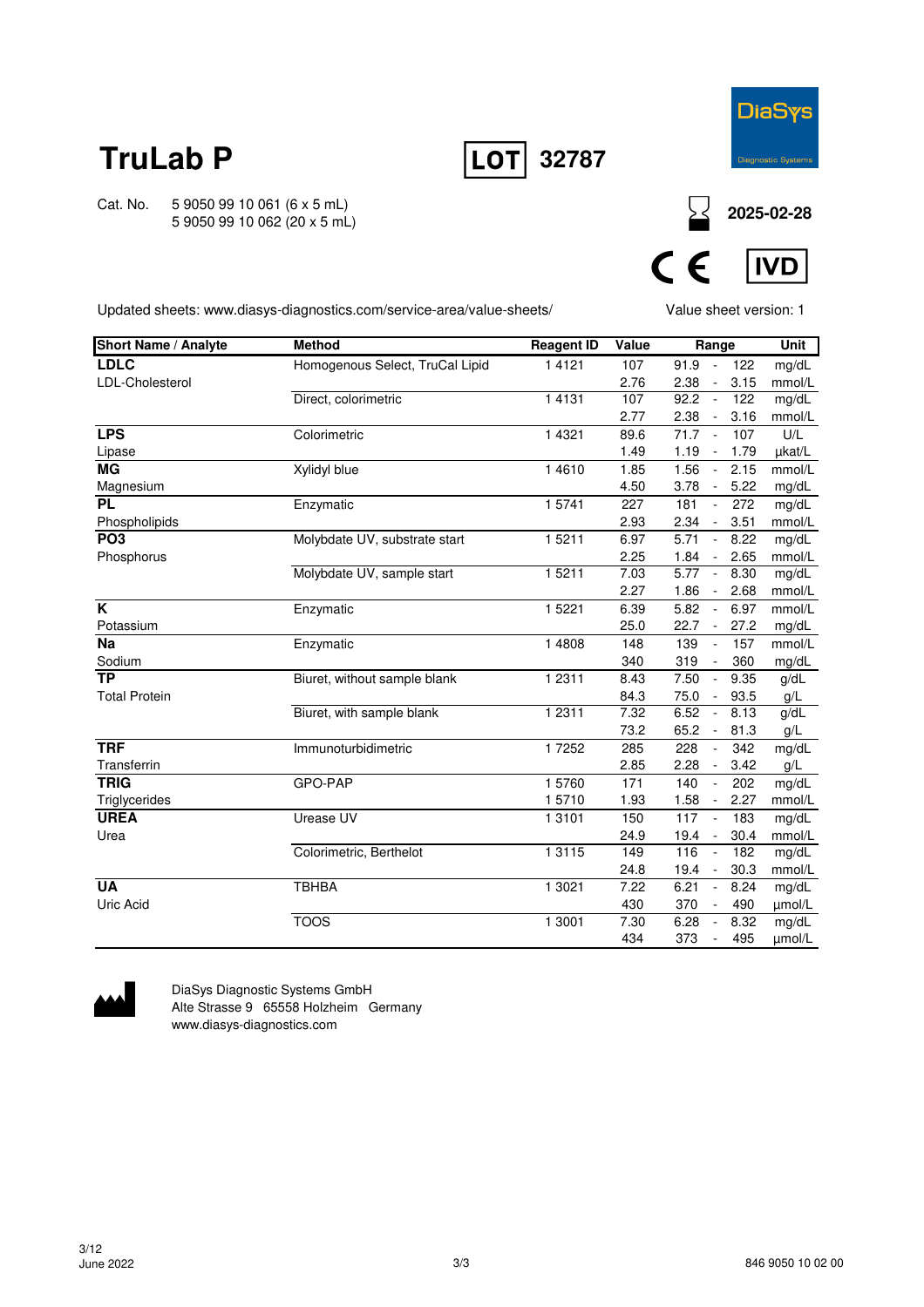# TruLab P

**LOT** 32787

Cat. No. 5 9050 99 10 061 (6 x 5 mL)
5 9050 99 10 062 (20 x 5 mL)

2025-02-28

CE IVD

Updated sheets: www.diasys-diagnostics.com/service-area/value-sheets/

Value sheet version: 1

| Short Name / Analyte | Method | Reagent ID | Value | Range | Unit |
|---|---|---|---|---|---|
| **LDLC** | Homogenous Select, TruCal Lipid | 1 4121 | 107 | 91.9 - 122 | mg/dL |
| LDL-Cholesterol | | | 2.76 | 2.38 - 3.15 | mmol/L |
| | Direct, colorimetric | 1 4131 | 107 | 92.2 - 122 | mg/dL |
| | | | 2.77 | 2.38 - 3.16 | mmol/L |
| **LPS** | Colorimetric | 1 4321 | 89.6 | 71.7 - 107 | U/L |
| Lipase | | | 1.49 | 1.19 - 1.79 | µkat/L |
| **MG** | Xylidyl blue | 1 4610 | 1.85 | 1.56 - 2.15 | mmol/L |
| Magnesium | | | 4.50 | 3.78 - 5.22 | mg/dL |
| **PL** | Enzymatic | 1 5741 | 227 | 181 - 272 | mg/dL |
| Phospholipids | | | 2.93 | 2.34 - 3.51 | mmol/L |
| **PO3** | Molybdate UV, substrate start | 1 5211 | 6.97 | 5.71 - 8.22 | mg/dL |
| Phosphorus | | | 2.25 | 1.84 - 2.65 | mmol/L |
| | Molybdate UV, sample start | 1 5211 | 7.03 | 5.77 - 8.30 | mg/dL |
| | | | 2.27 | 1.86 - 2.68 | mmol/L |
| **K** | Enzymatic | 1 5221 | 6.39 | 5.82 - 6.97 | mmol/L |
| Potassium | | | 25.0 | 22.7 - 27.2 | mg/dL |
| **Na** | Enzymatic | 1 4808 | 148 | 139 - 157 | mmol/L |
| Sodium | | | 340 | 319 - 360 | mg/dL |
| **TP** | Biuret, without sample blank | 1 2311 | 8.43 | 7.50 - 9.35 | g/dL |
| Total Protein | | | 84.3 | 75.0 - 93.5 | g/L |
| | Biuret, with sample blank | 1 2311 | 7.32 | 6.52 - 8.13 | g/dL |
| | | | 73.2 | 65.2 - 81.3 | g/L |
| **TRF** | Immunoturbidimetric | 1 7252 | 285 | 228 - 342 | mg/dL |
| Transferrin | | | 2.85 | 2.28 - 3.42 | g/L |
| **TRIG** | GPO-PAP | 1 5760 | 171 | 140 - 202 | mg/dL |
| Triglycerides | | 1 5710 | 1.93 | 1.58 - 2.27 | mmol/L |
| **UREA** | Urease UV | 1 3101 | 150 | 117 - 183 | mg/dL |
| Urea | | | 24.9 | 19.4 - 30.4 | mmol/L |
| | Colorimetric, Berthelot | 1 3115 | 149 | 116 - 182 | mg/dL |
| | | | 24.8 | 19.4 - 30.3 | mmol/L |
| **UA** | TBHBA | 1 3021 | 7.22 | 6.21 - 8.24 | mg/dL |
| Uric Acid | | | 430 | 370 - 490 | µmol/L |
| | TOOS | 1 3001 | 7.30 | 6.28 - 8.32 | mg/dL |
| | | | 434 | 373 - 495 | µmol/L |

DiaSys Diagnostic Systems GmbH
Alte Strasse 9 65558 Holzheim Germany
www.diasys-diagnostics.com

June 2022

846 9050 10 02 00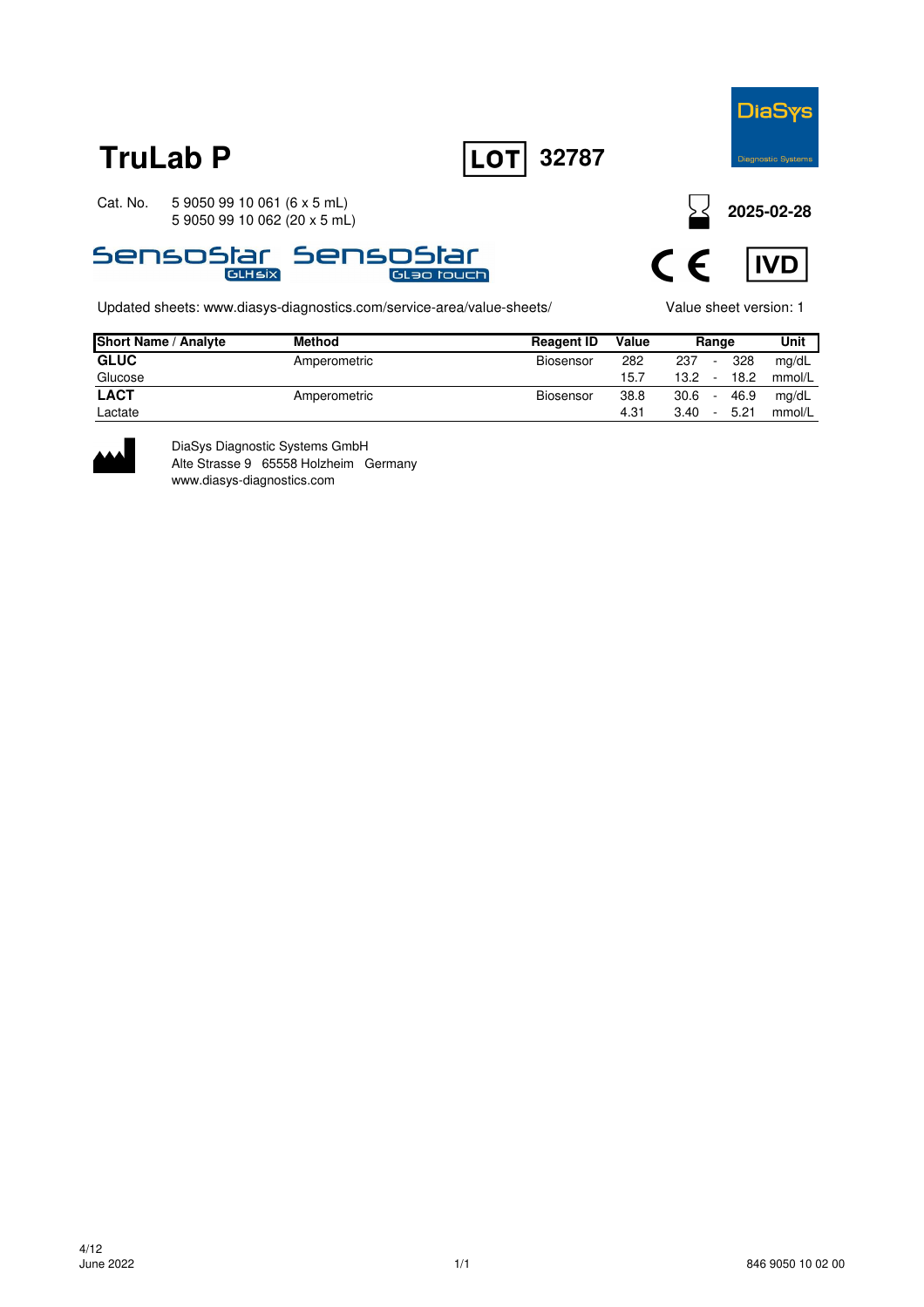# TruLab P

**LOT** 32787

DiaSys Diagnostic Systems

Cat. No. 5 9050 99 10 061 (6 x 5 mL)
5 9050 99 10 062 (20 x 5 mL)

Expiry: **2025-02-28**

SensoStar GLHsix SensoStar GL30 touch

CE IVD

Updated sheets: www.diasys-diagnostics.com/service-area/value-sheets/

Value sheet version: 1

| Short Name / Analyte | Method | Reagent ID | Value | Range | Unit |
|---|---|---|---|---|---|
| **GLUC** | Amperometric | Biosensor | 282 | 237 - 328 | mg/dL |
| Glucose | | | 15.7 | 13.2 - 18.2 | mmol/L |
| **LACT** | Amperometric | Biosensor | 38.8 | 30.6 - 46.9 | mg/dL |
| Lactate | | | 4.31 | 3.40 - 5.21 | mmol/L |

DiaSys Diagnostic Systems GmbH
Alte Strasse 9 65558 Holzheim Germany
www.diasys-diagnostics.com

4/12
June 2022

846 9050 10 02 00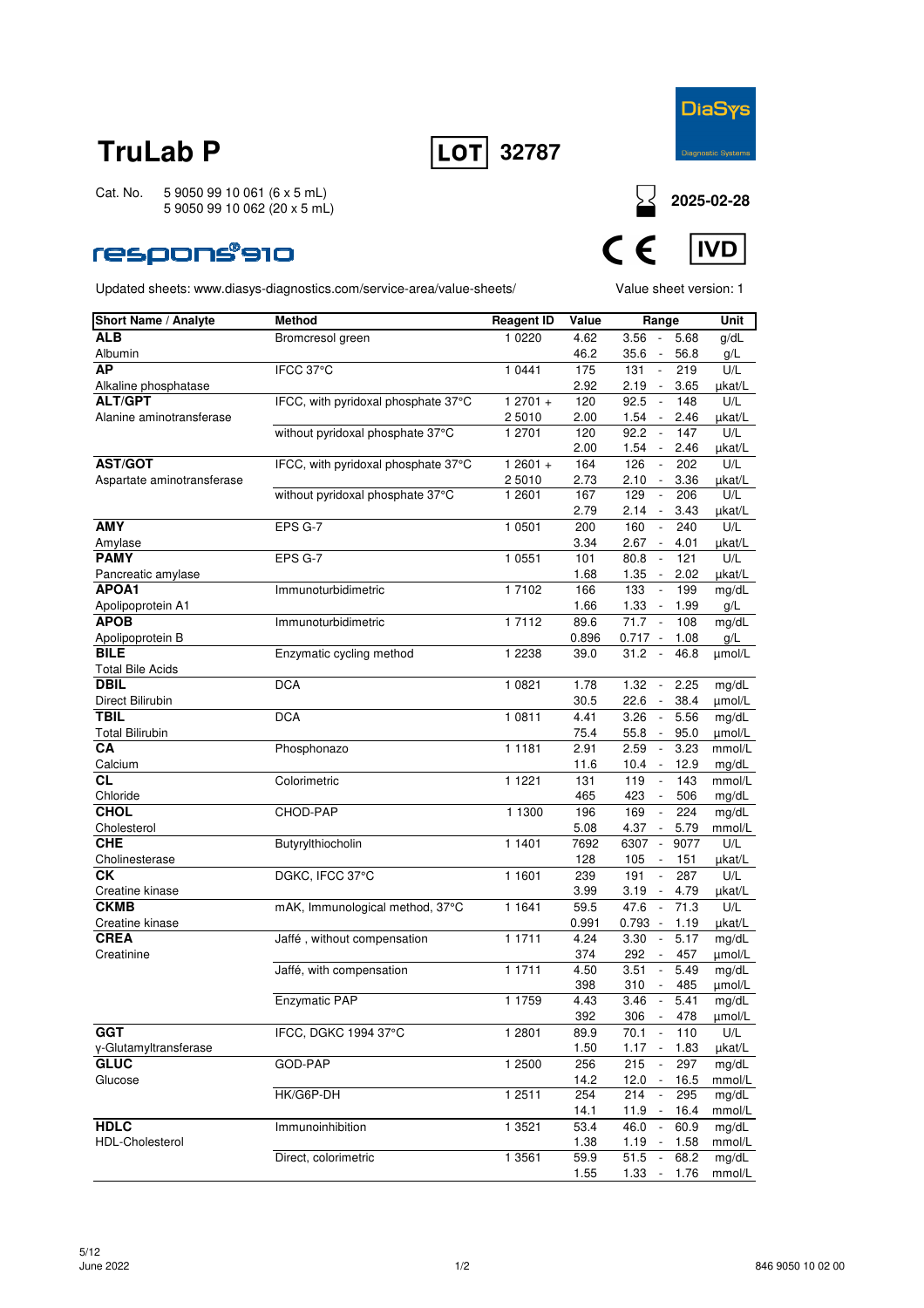# TruLab P

**LOT** 32787

DiaSys Diagnostic Systems

Cat. No. 5 9050 99 10 061 (6 x 5 mL)
5 9050 99 10 062 (20 x 5 mL)

2025-02-28

respons®910

CE IVD

Updated sheets: www.diasys-diagnostics.com/service-area/value-sheets/

Value sheet version: 1

| Short Name / Analyte | Method | Reagent ID | Value | Range | Unit |
|---|---|---|---|---|---|
| **ALB** | Bromcresol green | 1 0220 | 4.62 | 3.56 - 5.68 | g/dL |
| Albumin | | | 46.2 | 35.6 - 56.8 | g/L |
| **AP** | IFCC 37°C | 1 0441 | 175 | 131 - 219 | U/L |
| Alkaline phosphatase | | | 2.92 | 2.19 - 3.65 | µkat/L |
| **ALT/GPT** | IFCC, with pyridoxal phosphate 37°C | 1 2701 + | 120 | 92.5 - 148 | U/L |
| Alanine aminotransferase | | 2 5010 | 2.00 | 1.54 - 2.46 | µkat/L |
| | without pyridoxal phosphate 37°C | 1 2701 | 120 | 92.2 - 147 | U/L |
| | | | 2.00 | 1.54 - 2.46 | µkat/L |
| **AST/GOT** | IFCC, with pyridoxal phosphate 37°C | 1 2601 + | 164 | 126 - 202 | U/L |
| Aspartate aminotransferase | | 2 5010 | 2.73 | 2.10 - 3.36 | µkat/L |
| | without pyridoxal phosphate 37°C | 1 2601 | 167 | 129 - 206 | U/L |
| | | | 2.79 | 2.14 - 3.43 | µkat/L |
| **AMY** | EPS G-7 | 1 0501 | 200 | 160 - 240 | U/L |
| Amylase | | | 3.34 | 2.67 - 4.01 | µkat/L |
| **PAMY** | EPS G-7 | 1 0551 | 101 | 80.8 - 121 | U/L |
| Pancreatic amylase | | | 1.68 | 1.35 - 2.02 | µkat/L |
| **APOA1** | Immunoturbidimetric | 1 7102 | 166 | 133 - 199 | mg/dL |
| Apolipoprotein A1 | | | 1.66 | 1.33 - 1.99 | g/L |
| **APOB** | Immunoturbidimetric | 1 7112 | 89.6 | 71.7 - 108 | mg/dL |
| Apolipoprotein B | | | 0.896 | 0.717 - 1.08 | g/L |
| **BILE** | Enzymatic cycling method | 1 2238 | 39.0 | 31.2 - 46.8 | µmol/L |
| Total Bile Acids | | | | | |
| **DBIL** | DCA | 1 0821 | 1.78 | 1.32 - 2.25 | mg/dL |
| Direct Bilirubin | | | 30.5 | 22.6 - 38.4 | µmol/L |
| **TBIL** | DCA | 1 0811 | 4.41 | 3.26 - 5.56 | mg/dL |
| Total Bilirubin | | | 75.4 | 55.8 - 95.0 | µmol/L |
| **CA** | Phosphonazo | 1 1181 | 2.91 | 2.59 - 3.23 | mmol/L |
| Calcium | | | 11.6 | 10.4 - 12.9 | mg/dL |
| **CL** | Colorimetric | 1 1221 | 131 | 119 - 143 | mmol/L |
| Chloride | | | 465 | 423 - 506 | mg/dL |
| **CHOL** | CHOD-PAP | 1 1300 | 196 | 169 - 224 | mg/dL |
| Cholesterol | | | 5.08 | 4.37 - 5.79 | mmol/L |
| **CHE** | Butyrylthiocholin | 1 1401 | 7692 | 6307 - 9077 | U/L |
| Cholinesterase | | | 128 | 105 - 151 | µkat/L |
| **CK** | DGKC, IFCC 37°C | 1 1601 | 239 | 191 - 287 | U/L |
| Creatine kinase | | | 3.99 | 3.19 - 4.79 | µkat/L |
| **CKMB** | mAK, Immunological method, 37°C | 1 1641 | 59.5 | 47.6 - 71.3 | U/L |
| Creatine kinase | | | 0.991 | 0.793 - 1.19 | µkat/L |
| **CREA** | Jaffé , without compensation | 1 1711 | 4.24 | 3.30 - 5.17 | mg/dL |
| Creatinine | | | 374 | 292 - 457 | µmol/L |
| | Jaffé, with compensation | 1 1711 | 4.50 | 3.51 - 5.49 | mg/dL |
| | | | 398 | 310 - 485 | µmol/L |
| | Enzymatic PAP | 1 1759 | 4.43 | 3.46 - 5.41 | mg/dL |
| | | | 392 | 306 - 478 | µmol/L |
| **GGT** | IFCC, DGKC 1994 37°C | 1 2801 | 89.9 | 70.1 - 110 | U/L |
| γ-Glutamyltransferase | | | 1.50 | 1.17 - 1.83 | µkat/L |
| **GLUC** | GOD-PAP | 1 2500 | 256 | 215 - 297 | mg/dL |
| Glucose | | | 14.2 | 12.0 - 16.5 | mmol/L |
| | HK/G6P-DH | 1 2511 | 254 | 214 - 295 | mg/dL |
| | | | 14.1 | 11.9 - 16.4 | mmol/L |
| **HDLC** | Immunoinhibition | 1 3521 | 53.4 | 46.0 - 60.9 | mg/dL |
| HDL-Cholesterol | | | 1.38 | 1.19 - 1.58 | mmol/L |
| | Direct, colorimetric | 1 3561 | 59.9 | 51.5 - 68.2 | mg/dL |
| | | | 1.55 | 1.33 - 1.76 | mmol/L |

June 2022

846 9050 10 02 00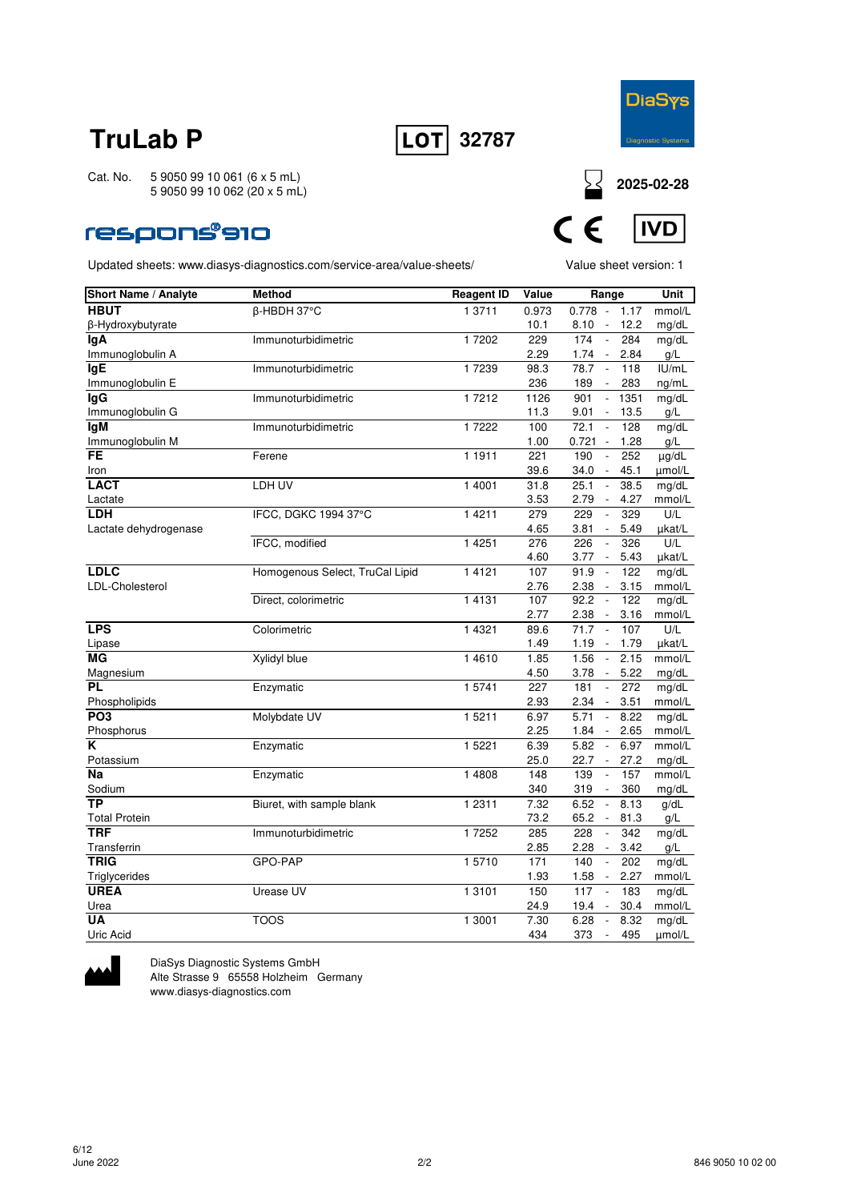# TruLab P

**LOT** 32787

Cat. No. 5 9050 99 10 061 (6 x 5 mL)
5 9050 99 10 062 (20 x 5 mL)

respons®910

2025-02-28

CE IVD

Updated sheets: www.diasys-diagnostics.com/service-area/value-sheets/

Value sheet version: 1

| Short Name / Analyte | Method | Reagent ID | Value | Range | Unit |
|---|---|---|---|---|---|
| **HBUT** | β-HBDH 37°C | 1 3711 | 0.973 | 0.778 - 1.17 | mmol/L |
| β-Hydroxybutyrate | | | 10.1 | 8.10 - 12.2 | mg/dL |
| **IgA** | Immunoturbidimetric | 1 7202 | 229 | 174 - 284 | mg/dL |
| Immunoglobulin A | | | 2.29 | 1.74 - 2.84 | g/L |
| **IgE** | Immunoturbidimetric | 1 7239 | 98.3 | 78.7 - 118 | IU/mL |
| Immunoglobulin E | | | 236 | 189 - 283 | ng/mL |
| **IgG** | Immunoturbidimetric | 1 7212 | 1126 | 901 - 1351 | mg/dL |
| Immunoglobulin G | | | 11.3 | 9.01 - 13.5 | g/L |
| **IgM** | Immunoturbidimetric | 1 7222 | 100 | 72.1 - 128 | mg/dL |
| Immunoglobulin M | | | 1.00 | 0.721 - 1.28 | g/L |
| **FE** | Ferene | 1 1911 | 221 | 190 - 252 | µg/dL |
| Iron | | | 39.6 | 34.0 - 45.1 | µmol/L |
| **LACT** | LDH UV | 1 4001 | 31.8 | 25.1 - 38.5 | mg/dL |
| Lactate | | | 3.53 | 2.79 - 4.27 | mmol/L |
| **LDH** | IFCC, DGKC 1994 37°C | 1 4211 | 279 | 229 - 329 | U/L |
| Lactate dehydrogenase | | | 4.65 | 3.81 - 5.49 | µkat/L |
| | IFCC, modified | 1 4251 | 276 | 226 - 326 | U/L |
| | | | 4.60 | 3.77 - 5.43 | µkat/L |
| **LDLC** | Homogenous Select, TruCal Lipid | 1 4121 | 107 | 91.9 - 122 | mg/dL |
| LDL-Cholesterol | | | 2.76 | 2.38 - 3.15 | mmol/L |
| | Direct, colorimetric | 1 4131 | 107 | 92.2 - 122 | mg/dL |
| | | | 2.77 | 2.38 - 3.16 | mmol/L |
| **LPS** | Colorimetric | 1 4321 | 89.6 | 71.7 - 107 | U/L |
| Lipase | | | 1.49 | 1.19 - 1.79 | µkat/L |
| **MG** | Xylidyl blue | 1 4610 | 1.85 | 1.56 - 2.15 | mmol/L |
| Magnesium | | | 4.50 | 3.78 - 5.22 | mg/dL |
| **PL** | Enzymatic | 1 5741 | 227 | 181 - 272 | mg/dL |
| Phospholipids | | | 2.93 | 2.34 - 3.51 | mmol/L |
| **PO3** | Molybdate UV | 1 5211 | 6.97 | 5.71 - 8.22 | mg/dL |
| Phosphorus | | | 2.25 | 1.84 - 2.65 | mmol/L |
| **K** | Enzymatic | 1 5221 | 6.39 | 5.82 - 6.97 | mmol/L |
| Potassium | | | 25.0 | 22.7 - 27.2 | mg/dL |
| **Na** | Enzymatic | 1 4808 | 148 | 139 - 157 | mmol/L |
| Sodium | | | 340 | 319 - 360 | mg/dL |
| **TP** | Biuret, with sample blank | 1 2311 | 7.32 | 6.52 - 8.13 | g/dL |
| Total Protein | | | 73.2 | 65.2 - 81.3 | g/L |
| **TRF** | Immunoturbidimetric | 1 7252 | 285 | 228 - 342 | mg/dL |
| Transferrin | | | 2.85 | 2.28 - 3.42 | g/L |
| **TRIG** | GPO-PAP | 1 5710 | 171 | 140 - 202 | mg/dL |
| Triglycerides | | | 1.93 | 1.58 - 2.27 | mmol/L |
| **UREA** | Urease UV | 1 3101 | 150 | 117 - 183 | mg/dL |
| Urea | | | 24.9 | 19.4 - 30.4 | mmol/L |
| **UA** | TOOS | 1 3001 | 7.30 | 6.28 - 8.32 | mg/dL |
| Uric Acid | | | 434 | 373 - 495 | µmol/L |

DiaSys Diagnostic Systems GmbH
Alte Strasse 9 65558 Holzheim Germany
www.diasys-diagnostics.com

June 2022

846 9050 10 02 00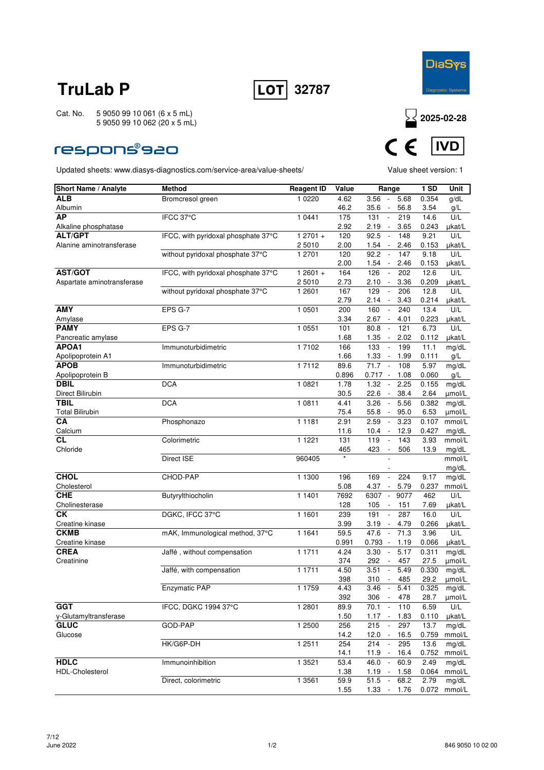# TruLab P

**LOT** 32787

Cat. No. 5 9050 99 10 061 (6 x 5 mL)
5 9050 99 10 062 (20 x 5 mL)

2025-02-28

respons®920

CE IVD

Updated sheets: www.diasys-diagnostics.com/service-area/value-sheets/

Value sheet version: 1

| Short Name / Analyte | Method | Reagent ID | Value | Range | 1 SD | Unit |
|---|---|---|---|---|---|---|
| **ALB** | Bromcresol green | 1 0220 | 4.62 | 3.56 - 5.68 | 0.354 | g/dL |
| Albumin | | | 46.2 | 35.6 - 56.8 | 3.54 | g/L |
| **AP** | IFCC 37°C | 1 0441 | 175 | 131 - 219 | 14.6 | U/L |
| Alkaline phosphatase | | | 2.92 | 2.19 - 3.65 | 0.243 | µkat/L |
| **ALT/GPT** | IFCC, with pyridoxal phosphate 37°C | 1 2701 + | 120 | 92.5 - 148 | 9.21 | U/L |
| Alanine aminotransferase | | 2 5010 | 2.00 | 1.54 - 2.46 | 0.153 | µkat/L |
| | without pyridoxal phosphate 37°C | 1 2701 | 120 | 92.2 - 147 | 9.18 | U/L |
| | | | 2.00 | 1.54 - 2.46 | 0.153 | µkat/L |
| **AST/GOT** | IFCC, with pyridoxal phosphate 37°C | 1 2601 + | 164 | 126 - 202 | 12.6 | U/L |
| Aspartate aminotransferase | | 2 5010 | 2.73 | 2.10 - 3.36 | 0.209 | µkat/L |
| | without pyridoxal phosphate 37°C | 1 2601 | 167 | 129 - 206 | 12.8 | U/L |
| | | | 2.79 | 2.14 - 3.43 | 0.214 | µkat/L |
| **AMY** | EPS G-7 | 1 0501 | 200 | 160 - 240 | 13.4 | U/L |
| Amylase | | | 3.34 | 2.67 - 4.01 | 0.223 | µkat/L |
| **PAMY** | EPS G-7 | 1 0551 | 101 | 80.8 - 121 | 6.73 | U/L |
| Pancreatic amylase | | | 1.68 | 1.35 - 2.02 | 0.112 | µkat/L |
| **APOA1** | Immunoturbidimetric | 1 7102 | 166 | 133 - 199 | 11.1 | mg/dL |
| Apolipoprotein A1 | | | 1.66 | 1.33 - 1.99 | 0.111 | g/L |
| **APOB** | Immunoturbidimetric | 1 7112 | 89.6 | 71.7 - 108 | 5.97 | mg/dL |
| Apolipoprotein B | | | 0.896 | 0.717 - 1.08 | 0.060 | g/L |
| **DBIL** | DCA | 1 0821 | 1.78 | 1.32 - 2.25 | 0.155 | mg/dL |
| Direct Bilirubin | | | 30.5 | 22.6 - 38.4 | 2.64 | µmol/L |
| **TBIL** | DCA | 1 0811 | 4.41 | 3.26 - 5.56 | 0.382 | mg/dL |
| Total Bilirubin | | | 75.4 | 55.8 - 95.0 | 6.53 | µmol/L |
| **CA** | Phosphonazo | 1 1181 | 2.91 | 2.59 - 3.23 | 0.107 | mmol/L |
| Calcium | | | 11.6 | 10.4 - 12.9 | 0.427 | mg/dL |
| **CL** | Colorimetric | 1 1221 | 131 | 119 - 143 | 3.93 | mmol/L |
| Chloride | | | 465 | 423 - 506 | 13.9 | mg/dL |
| | Direct ISE | 960405 | * | - | | mmol/L |
| | | | | - | | mg/dL |
| **CHOL** | CHOD-PAP | 1 1300 | 196 | 169 - 224 | 9.17 | mg/dL |
| Cholesterol | | | 5.08 | 4.37 - 5.79 | 0.237 | mmol/L |
| **CHE** | Butyrylthiocholin | 1 1401 | 7692 | 6307 - 9077 | 462 | U/L |
| Cholesterase | | | 128 | 105 - 151 | 7.69 | µkat/L |
| **CK** | DGKC, IFCC 37°C | 1 1601 | 239 | 191 - 287 | 16.0 | U/L |
| Creatine kinase | | | 3.99 | 3.19 - 4.79 | 0.266 | µkat/L |
| **CKMB** | mAK, Immunological method, 37°C | 1 1641 | 59.5 | 47.6 - 71.3 | 3.96 | U/L |
| Creatine kinase | | | 0.991 | 0.793 - 1.19 | 0.066 | µkat/L |
| **CREA** | Jaffé , without compensation | 1 1711 | 4.24 | 3.30 - 5.17 | 0.311 | mg/dL |
| Creatinine | | | 374 | 292 - 457 | 27.5 | µmol/L |
| | Jaffé, with compensation | 1 1711 | 4.50 | 3.51 - 5.49 | 0.330 | mg/dL |
| | | | 398 | 310 - 485 | 29.2 | µmol/L |
| | Enzymatic PAP | 1 1759 | 4.43 | 3.46 - 5.41 | 0.325 | mg/dL |
| | | | 392 | 306 - 478 | 28.7 | µmol/L |
| **GGT** | IFCC, DGKC 1994 37°C | 1 2801 | 89.9 | 70.1 - 110 | 6.59 | U/L |
| γ-Glutamyltransferase | | | 1.50 | 1.17 - 1.83 | 0.110 | µkat/L |
| **GLUC** | GOD-PAP | 1 2500 | 256 | 215 - 297 | 13.7 | mg/dL |
| Glucose | | | 14.2 | 12.0 - 16.5 | 0.759 | mmol/L |
| | HK/G6P-DH | 1 2511 | 254 | 214 - 295 | 13.6 | mg/dL |
| | | | 14.1 | 11.9 - 16.4 | 0.752 | mmol/L |
| **HDLC** | Immunoinhibition | 1 3521 | 53.4 | 46.0 - 60.9 | 2.49 | mg/dL |
| HDL-Cholesterol | | | 1.38 | 1.19 - 1.58 | 0.064 | mmol/L |
| | Direct, colorimetric | 1 3561 | 59.9 | 51.5 - 68.2 | 2.79 | mg/dL |
| | | | 1.55 | 1.33 - 1.76 | 0.072 | mmol/L |

June 2022

846 9050 10 02 00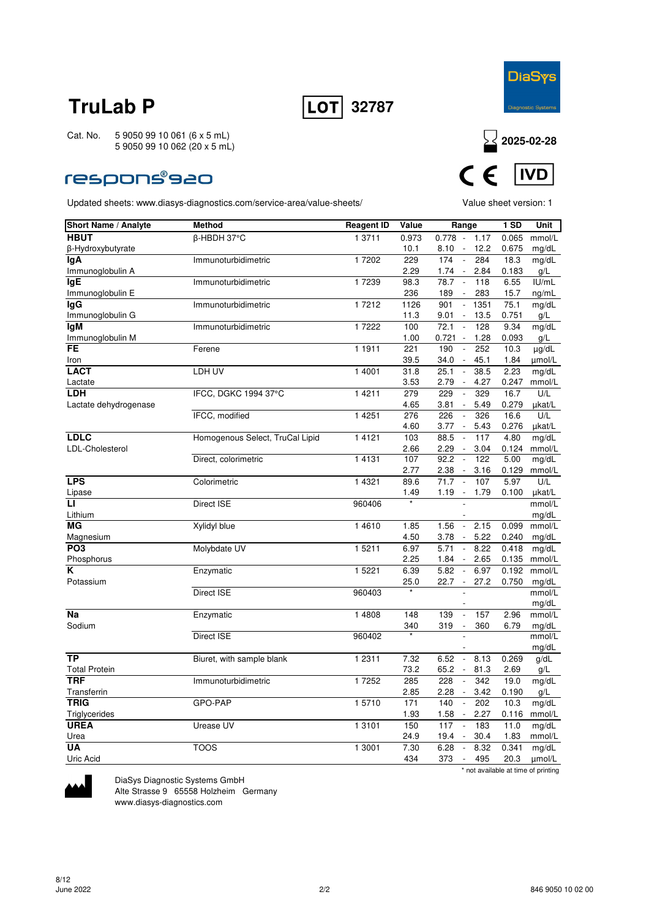# TruLab P

**LOT** 32787

DiaSys Diagnostic Systems

Cat. No. 5 9050 99 10 061 (6 x 5 mL)
5 9050 99 10 062 (20 x 5 mL)

2025-02-28

respons®920

CE IVD

Updated sheets: www.diasys-diagnostics.com/service-area/value-sheets/

Value sheet version: 1

| Short Name / Analyte | Method | Reagent ID | Value | Range | 1 SD | Unit |
|---|---|---|---|---|---|---|
| **HBUT** | β-HBDH 37°C | 1 3711 | 0.973 | 0.778 - 1.17 | 0.065 | mmol/L |
| β-Hydroxybutyrate | | | 10.1 | 8.10 - 12.2 | 0.675 | mg/dL |
| **IgA** | Immunoturbidimetric | 1 7202 | 229 | 174 - 284 | 18.3 | mg/dL |
| Immunoglobulin A | | | 2.29 | 1.74 - 2.84 | 0.183 | g/L |
| **IgE** | Immunoturbidimetric | 1 7239 | 98.3 | 78.7 - 118 | 6.55 | IU/mL |
| Immunoglobulin E | | | 236 | 189 - 283 | 15.7 | ng/mL |
| **IgG** | Immunoturbidimetric | 1 7212 | 1126 | 901 - 1351 | 75.1 | mg/dL |
| Immunoglobulin G | | | 11.3 | 9.01 - 13.5 | 0.751 | g/L |
| **IgM** | Immunoturbidimetric | 1 7222 | 100 | 72.1 - 128 | 9.34 | mg/dL |
| Immunoglobulin M | | | 1.00 | 0.721 - 1.28 | 0.093 | g/L |
| **FE** | Ferene | 1 1911 | 221 | 190 - 252 | 10.3 | µg/dL |
| Iron | | | 39.5 | 34.0 - 45.1 | 1.84 | µmol/L |
| **LACT** | LDH UV | 1 4001 | 31.8 | 25.1 - 38.5 | 2.23 | mg/dL |
| Lactate | | | 3.53 | 2.79 - 4.27 | 0.247 | mmol/L |
| **LDH** | IFCC, DGKC 1994 37°C | 1 4211 | 279 | 229 - 329 | 16.7 | U/L |
| Lactate dehydrogenase | | | 4.65 | 3.81 - 5.49 | 0.279 | µkat/L |
| | IFCC, modified | 1 4251 | 276 | 226 - 326 | 16.6 | U/L |
| | | | 4.60 | 3.77 - 5.43 | 0.276 | µkat/L |
| **LDLC** | Homogenous Select, TruCal Lipid | 1 4121 | 103 | 88.5 - 117 | 4.80 | mg/dL |
| LDL-Cholesterol | | | 2.66 | 2.29 - 3.04 | 0.124 | mmol/L |
| | Direct, colorimetric | 1 4131 | 107 | 92.2 - 122 | 5.00 | mg/dL |
| | | | 2.77 | 2.38 - 3.16 | 0.129 | mmol/L |
| **LPS** | Colorimetric | 1 4321 | 89.6 | 71.7 - 107 | 5.97 | U/L |
| Lipase | | | 1.49 | 1.19 - 1.79 | 0.100 | µkat/L |
| **LI** | Direct ISE | 960406 | * | - | | mmol/L |
| Lithium | | | | - | | mg/dL |
| **MG** | Xylidyl blue | 1 4610 | 1.85 | 1.56 - 2.15 | 0.099 | mmol/L |
| Magnesium | | | 4.50 | 3.78 - 5.22 | 0.240 | mg/dL |
| **PO3** | Molybdate UV | 1 5211 | 6.97 | 5.71 - 8.22 | 0.418 | mg/dL |
| Phosphorus | | | 2.25 | 1.84 - 2.65 | 0.135 | mmol/L |
| **K** | Enzymatic | 1 5221 | 6.39 | 5.82 - 6.97 | 0.192 | mmol/L |
| Potassium | | | 25.0 | 22.7 - 27.2 | 0.750 | mg/dL |
| | Direct ISE | 960403 | * | - | | mmol/L |
| | | | | - | | mg/dL |
| **Na** | Enzymatic | 1 4808 | 148 | 139 - 157 | 2.96 | mmol/L |
| Sodium | | | 340 | 319 - 360 | 6.79 | mg/dL |
| | Direct ISE | 960402 | * | - | | mmol/L |
| | | | | - | | mg/dL |
| **TP** | Biuret, with sample blank | 1 2311 | 7.32 | 6.52 - 8.13 | 0.269 | g/dL |
| Total Protein | | | 73.2 | 65.2 - 81.3 | 2.69 | g/L |
| **TRF** | Immunoturbidimetric | 1 7252 | 285 | 228 - 342 | 19.0 | mg/dL |
| Transferrin | | | 2.85 | 2.28 - 3.42 | 0.190 | g/L |
| **TRIG** | GPO-PAP | 1 5710 | 171 | 140 - 202 | 10.3 | mg/dL |
| Triglycerides | | | 1.93 | 1.58 - 2.27 | 0.116 | mmol/L |
| **UREA** | Urease UV | 1 3101 | 150 | 117 - 183 | 11.0 | mg/dL |
| Urea | | | 24.9 | 19.4 - 30.4 | 1.83 | mmol/L |
| **UA** | TOOS | 1 3001 | 7.30 | 6.28 - 8.32 | 0.341 | mg/dL |
| Uric Acid | | | 434 | 373 - 495 | 20.3 | µmol/L |

\* not available at time of printing

DiaSys Diagnostic Systems GmbH
Alte Strasse 9 65558 Holzheim Germany
www.diasys-diagnostics.com

June 2022

846 9050 10 02 00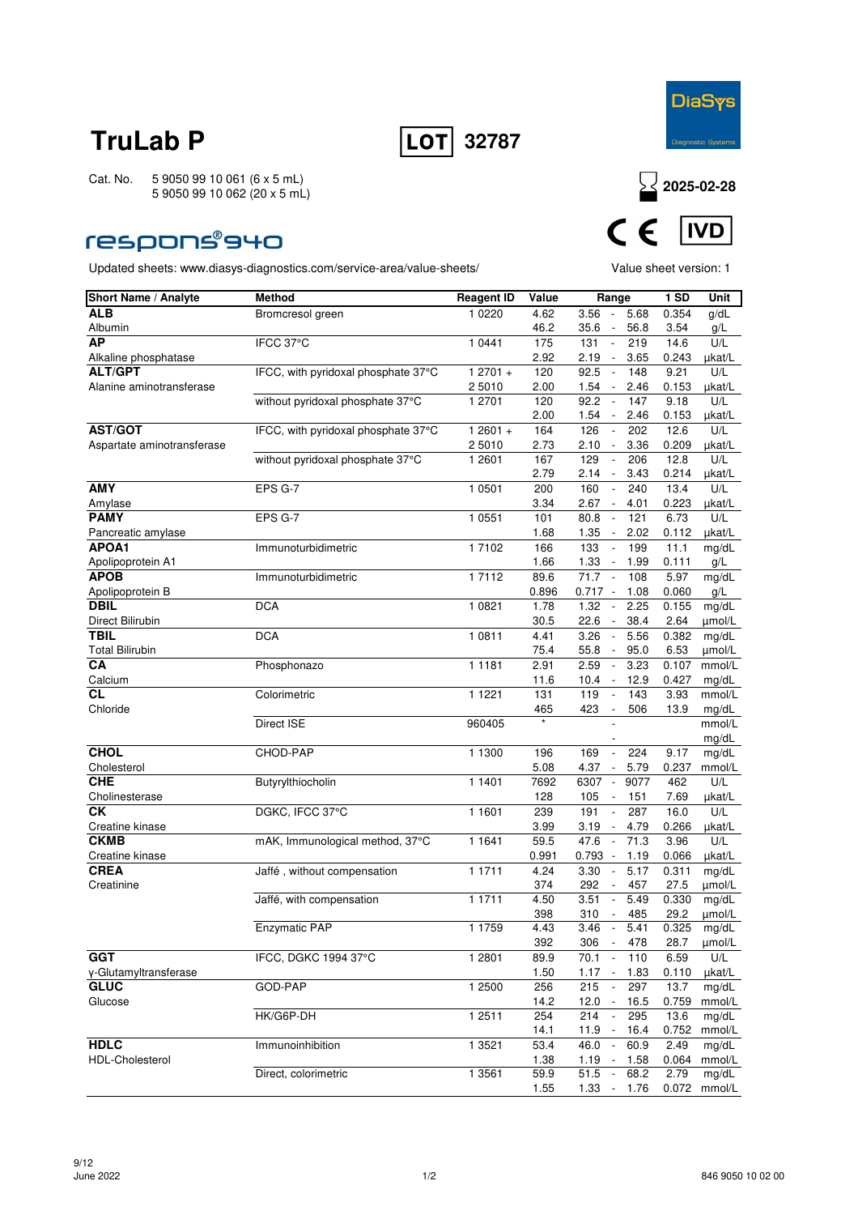# TruLab P

**LOT** 32787

DiaSys Diagnostic Systems

Cat. No. 5 9050 99 10 061 (6 x 5 mL)
5 9050 99 10 062 (20 x 5 mL)

2025-02-28

CE IVD

## respons®940

Updated sheets: www.diasys-diagnostics.com/service-area/value-sheets/

Value sheet version: 1

| Short Name / Analyte | Method | Reagent ID | Value | Range | 1 SD | Unit |
|---|---|---|---|---|---|---|
| **ALB** | Bromcresol green | 1 0220 | 4.62 | 3.56 - 5.68 | 0.354 | g/dL |
| Albumin | | | 46.2 | 35.6 - 56.8 | 3.54 | g/L |
| **AP** | IFCC 37°C | 1 0441 | 175 | 131 - 219 | 14.6 | U/L |
| Alkaline phosphatase | | | 2.92 | 2.19 - 3.65 | 0.243 | µkat/L |
| **ALT/GPT** | IFCC, with pyridoxal phosphate 37°C | 1 2701 + | 120 | 92.5 - 148 | 9.21 | U/L |
| Alanine aminotransferase | | 2 5010 | 2.00 | 1.54 - 2.46 | 0.153 | µkat/L |
| | without pyridoxal phosphate 37°C | 1 2701 | 120 | 92.2 - 147 | 9.18 | U/L |
| | | | 2.00 | 1.54 - 2.46 | 0.153 | µkat/L |
| **AST/GOT** | IFCC, with pyridoxal phosphate 37°C | 1 2601 + | 164 | 126 - 202 | 12.6 | U/L |
| Aspartate aminotransferase | | 2 5010 | 2.73 | 2.10 - 3.36 | 0.209 | µkat/L |
| | without pyridoxal phosphate 37°C | 1 2601 | 167 | 129 - 206 | 12.8 | U/L |
| | | | 2.79 | 2.14 - 3.43 | 0.214 | µkat/L |
| **AMY** | EPS G-7 | 1 0501 | 200 | 160 - 240 | 13.4 | U/L |
| Amylase | | | 3.34 | 2.67 - 4.01 | 0.223 | µkat/L |
| **PAMY** | EPS G-7 | 1 0551 | 101 | 80.8 - 121 | 6.73 | U/L |
| Pancreatic amylase | | | 1.68 | 1.35 - 2.02 | 0.112 | µkat/L |
| **APOA1** | Immunoturbidimetric | 1 7102 | 166 | 133 - 199 | 11.1 | mg/dL |
| Apolipoprotein A1 | | | 1.66 | 1.33 - 1.99 | 0.111 | g/L |
| **APOB** | Immunoturbidimetric | 1 7112 | 89.6 | 71.7 - 108 | 5.97 | mg/dL |
| Apolipoprotein B | | | 0.896 | 0.717 - 1.08 | 0.060 | g/L |
| **DBIL** | DCA | 1 0821 | 1.78 | 1.32 - 2.25 | 0.155 | mg/dL |
| Direct Bilirubin | | | 30.5 | 22.6 - 38.4 | 2.64 | µmol/L |
| **TBIL** | DCA | 1 0811 | 4.41 | 3.26 - 5.56 | 0.382 | mg/dL |
| Total Bilirubin | | | 75.4 | 55.8 - 95.0 | 6.53 | µmol/L |
| **CA** | Phosphonazo | 1 1181 | 2.91 | 2.59 - 3.23 | 0.107 | mmol/L |
| Calcium | | | 11.6 | 10.4 - 12.9 | 0.427 | mg/dL |
| **CL** | Colorimetric | 1 1221 | 131 | 119 - 143 | 3.93 | mmol/L |
| Chloride | | | 465 | 423 - 506 | 13.9 | mg/dL |
| | Direct ISE | 960405 | * | - | | mmol/L |
| | | | | - | | mg/dL |
| **CHOL** | CHOD-PAP | 1 1300 | 196 | 169 - 224 | 9.17 | mg/dL |
| Cholesterol | | | 5.08 | 4.37 - 5.79 | 0.237 | mmol/L |
| **CHE** | Butyrylthiocholin | 1 1401 | 7692 | 6307 - 9077 | 462 | U/L |
| Cholinesterase | | | 128 | 105 - 151 | 7.69 | µkat/L |
| **CK** | DGKC, IFCC 37°C | 1 1601 | 239 | 191 - 287 | 16.0 | U/L |
| Creatine kinase | | | 3.99 | 3.19 - 4.79 | 0.266 | µkat/L |
| **CKMB** | mAK, Immunological method, 37°C | 1 1641 | 59.5 | 47.6 - 71.3 | 3.96 | U/L |
| Creatine kinase | | | 0.991 | 0.793 - 1.19 | 0.066 | µkat/L |
| **CREA** | Jaffé , without compensation | 1 1711 | 4.24 | 3.30 - 5.17 | 0.311 | mg/dL |
| Creatinine | | | 374 | 292 - 457 | 27.5 | µmol/L |
| | Jaffé, with compensation | 1 1711 | 4.50 | 3.51 - 5.49 | 0.330 | mg/dL |
| | | | 398 | 310 - 485 | 29.2 | µmol/L |
| | Enzymatic PAP | 1 1759 | 4.43 | 3.46 - 5.41 | 0.325 | mg/dL |
| | | | 392 | 306 - 478 | 28.7 | µmol/L |
| **GGT** | IFCC, DGKC 1994 37°C | 1 2801 | 89.9 | 70.1 - 110 | 6.59 | U/L |
| γ-Glutamyltransferase | | | 1.50 | 1.17 - 1.83 | 0.110 | µkat/L |
| **GLUC** | GOD-PAP | 1 2500 | 256 | 215 - 297 | 13.7 | mg/dL |
| Glucose | | | 14.2 | 12.0 - 16.5 | 0.759 | mmol/L |
| | HK/G6P-DH | 1 2511 | 254 | 214 - 295 | 13.6 | mg/dL |
| | | | 14.1 | 11.9 - 16.4 | 0.752 | mmol/L |
| **HDLC** | Immunoinhibition | 1 3521 | 53.4 | 46.0 - 60.9 | 2.49 | mg/dL |
| HDL-Cholesterol | | | 1.38 | 1.19 - 1.58 | 0.064 | mmol/L |
| | Direct, colorimetric | 1 3561 | 59.9 | 51.5 - 68.2 | 2.79 | mg/dL |
| | | | 1.55 | 1.33 - 1.76 | 0.072 | mmol/L |

June 2022

846 9050 10 02 00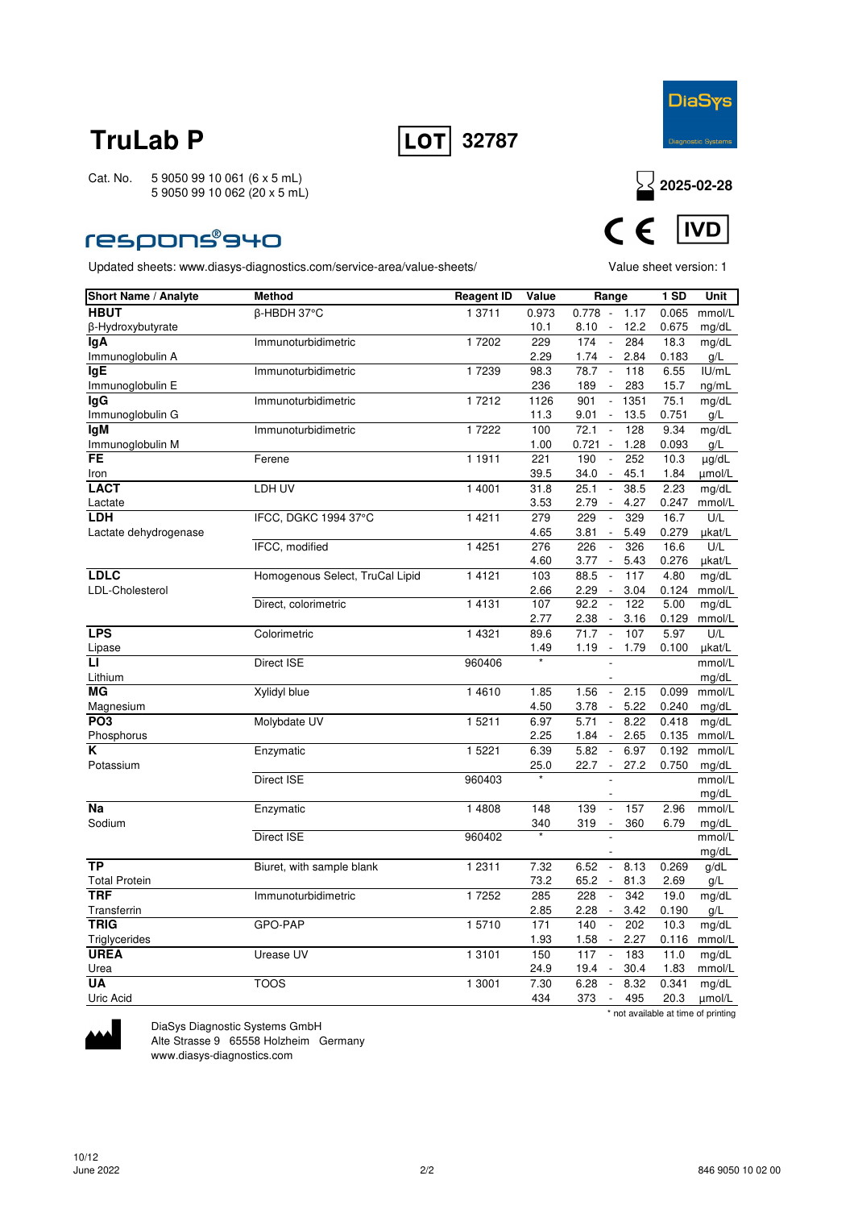# TruLab P

**LOT** 32787

Cat. No. 5 9050 99 10 061 (6 x 5 mL)
5 9050 99 10 062 (20 x 5 mL)

2025-02-28

## respons®940

CE IVD

Updated sheets: www.diasys-diagnostics.com/service-area/value-sheets/

Value sheet version: 1

| Short Name / Analyte | Method | Reagent ID | Value | Range | 1 SD | Unit |
|---|---|---|---|---|---|---|
| **HBUT** | β-HBDH 37°C | 1 3711 | 0.973 | 0.778 - 1.17 | 0.065 | mmol/L |
| β-Hydroxybutyrate | | | 10.1 | 8.10 - 12.2 | 0.675 | mg/dL |
| **IgA** | Immunoturbidimetric | 1 7202 | 229 | 174 - 284 | 18.3 | mg/dL |
| Immunoglobulin A | | | 2.29 | 1.74 - 2.84 | 0.183 | g/L |
| **IgE** | Immunoturbidimetric | 1 7239 | 98.3 | 78.7 - 118 | 6.55 | IU/mL |
| Immunoglobulin E | | | 236 | 189 - 283 | 15.7 | ng/mL |
| **IgG** | Immunoturbidimetric | 1 7212 | 1126 | 901 - 1351 | 75.1 | mg/dL |
| Immunoglobulin G | | | 11.3 | 9.01 - 13.5 | 0.751 | g/L |
| **IgM** | Immunoturbidimetric | 1 7222 | 100 | 72.1 - 128 | 9.34 | mg/dL |
| Immunoglobulin M | | | 1.00 | 0.721 - 1.28 | 0.093 | g/L |
| **FE** | Ferene | 1 1911 | 221 | 190 - 252 | 10.3 | µg/dL |
| Iron | | | 39.5 | 34.0 - 45.1 | 1.84 | µmol/L |
| **LACT** | LDH UV | 1 4001 | 31.8 | 25.1 - 38.5 | 2.23 | mg/dL |
| Lactate | | | 3.53 | 2.79 - 4.27 | 0.247 | mmol/L |
| **LDH** | IFCC, DGKC 1994 37°C | 1 4211 | 279 | 229 - 329 | 16.7 | U/L |
| Lactate dehydrogenase | | | 4.65 | 3.81 - 5.49 | 0.279 | µkat/L |
| | IFCC, modified | 1 4251 | 276 | 226 - 326 | 16.6 | U/L |
| | | | 4.60 | 3.77 - 5.43 | 0.276 | µkat/L |
| **LDLC** | Homogenous Select, TruCal Lipid | 1 4121 | 103 | 88.5 - 117 | 4.80 | mg/dL |
| LDL-Cholesterol | | | 2.66 | 2.29 - 3.04 | 0.124 | mmol/L |
| | Direct, colorimetric | 1 4131 | 107 | 92.2 - 122 | 5.00 | mg/dL |
| | | | 2.77 | 2.38 - 3.16 | 0.129 | mmol/L |
| **LPS** | Colorimetric | 1 4321 | 89.6 | 71.7 - 107 | 5.97 | U/L |
| Lipase | | | 1.49 | 1.19 - 1.79 | 0.100 | µkat/L |
| **LI** | Direct ISE | 960406 | * | - | | mmol/L |
| Lithium | | | | - | | mg/dL |
| **MG** | Xylidyl blue | 1 4610 | 1.85 | 1.56 - 2.15 | 0.099 | mmol/L |
| Magnesium | | | 4.50 | 3.78 - 5.22 | 0.240 | mg/dL |
| **PO3** | Molybdate UV | 1 5211 | 6.97 | 5.71 - 8.22 | 0.418 | mg/dL |
| Phosphorus | | | 2.25 | 1.84 - 2.65 | 0.135 | mmol/L |
| **K** | Enzymatic | 1 5221 | 6.39 | 5.82 - 6.97 | 0.192 | mmol/L |
| Potassium | | | 25.0 | 22.7 - 27.2 | 0.750 | mg/dL |
| | Direct ISE | 960403 | * | - | | mmol/L |
| | | | | - | | mg/dL |
| **Na** | Enzymatic | 1 4808 | 148 | 139 - 157 | 2.96 | mmol/L |
| Sodium | | | 340 | 319 - 360 | 6.79 | mg/dL |
| | Direct ISE | 960402 | * | - | | mmol/L |
| | | | | - | | mg/dL |
| **TP** | Biuret, with sample blank | 1 2311 | 7.32 | 6.52 - 8.13 | 0.269 | g/dL |
| Total Protein | | | 73.2 | 65.2 - 81.3 | 2.69 | g/L |
| **TRF** | Immunoturbidimetric | 1 7252 | 285 | 228 - 342 | 19.0 | mg/dL |
| Transferrin | | | 2.85 | 2.28 - 3.42 | 0.190 | g/L |
| **TRIG** | GPO-PAP | 1 5710 | 171 | 140 - 202 | 10.3 | mg/dL |
| Triglycerides | | | 1.93 | 1.58 - 2.27 | 0.116 | mmol/L |
| **UREA** | Urease UV | 1 3101 | 150 | 117 - 183 | 11.0 | mg/dL |
| Urea | | | 24.9 | 19.4 - 30.4 | 1.83 | mmol/L |
| **UA** | TOOS | 1 3001 | 7.30 | 6.28 - 8.32 | 0.341 | mg/dL |
| Uric Acid | | | 434 | 373 - 495 | 20.3 | µmol/L |

\* not available at time of printing

DiaSys Diagnostic Systems GmbH
Alte Strasse 9 65558 Holzheim Germany
www.diasys-diagnostics.com

June 2022

846 9050 10 02 00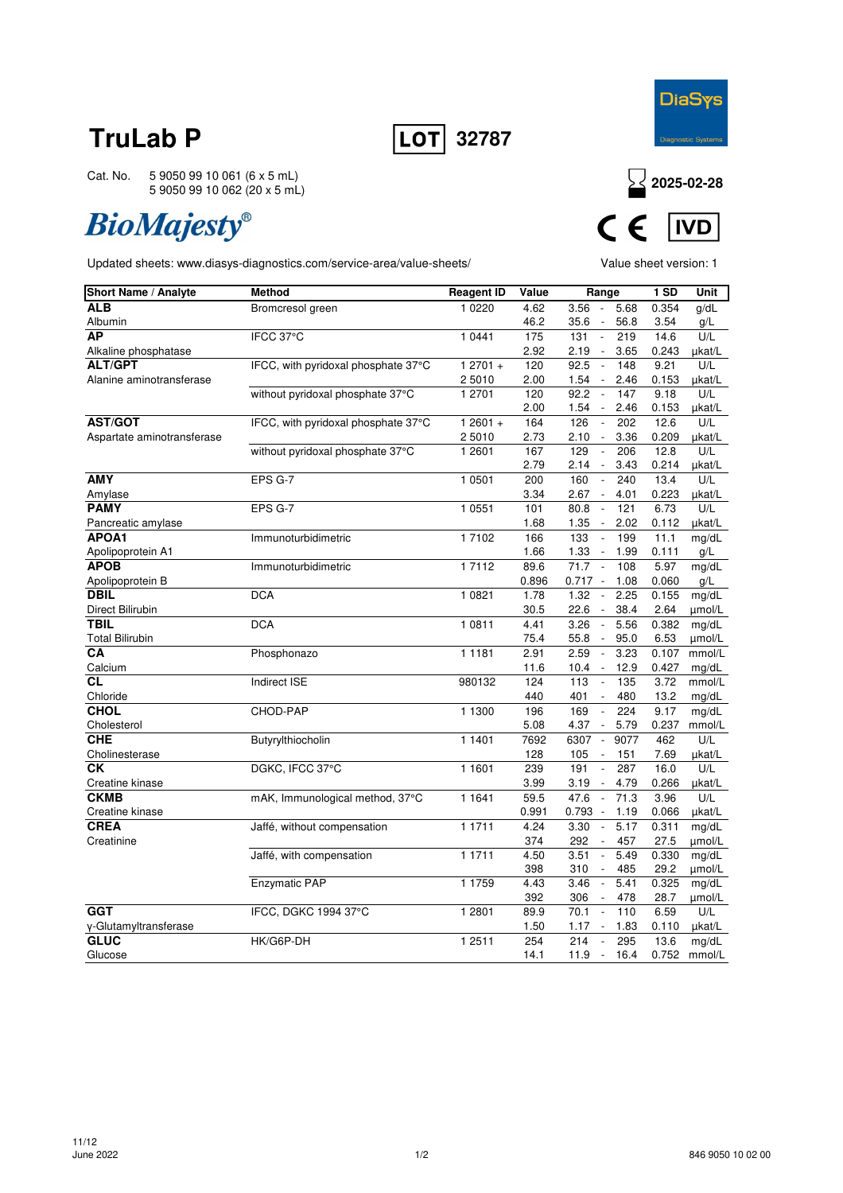# TruLab P

**LOT** 32787

Cat. No. 5 9050 99 10 061 (6 x 5 mL)
5 9050 99 10 062 (20 x 5 mL)

*BioMajesty®*

Expiry: 2025-02-28

CE IVD

Updated sheets: www.diasys-diagnostics.com/service-area/value-sheets/

Value sheet version: 1

| Short Name / Analyte | Method | Reagent ID | Value | Range | 1 SD | Unit |
|---|---|---|---|---|---|---|
| **ALB** | Bromcresol green | 1 0220 | 4.62 | 3.56 - 5.68 | 0.354 | g/dL |
| Albumin | | | 46.2 | 35.6 - 56.8 | 3.54 | g/L |
| **AP** | IFCC 37°C | 1 0441 | 175 | 131 - 219 | 14.6 | U/L |
| Alkaline phosphatase | | | 2.92 | 2.19 - 3.65 | 0.243 | µkat/L |
| **ALT/GPT** | IFCC, with pyridoxal phosphate 37°C | 1 2701 + | 120 | 92.5 - 148 | 9.21 | U/L |
| Alanine aminotransferase | | 2 5010 | 2.00 | 1.54 - 2.46 | 0.153 | µkat/L |
| | without pyridoxal phosphate 37°C | 1 2701 | 120 | 92.2 - 147 | 9.18 | U/L |
| | | | 2.00 | 1.54 - 2.46 | 0.153 | µkat/L |
| **AST/GOT** | IFCC, with pyridoxal phosphate 37°C | 1 2601 + | 164 | 126 - 202 | 12.6 | U/L |
| Aspartate aminotransferase | | 2 5010 | 2.73 | 2.10 - 3.36 | 0.209 | µkat/L |
| | without pyridoxal phosphate 37°C | 1 2601 | 167 | 129 - 206 | 12.8 | U/L |
| | | | 2.79 | 2.14 - 3.43 | 0.214 | µkat/L |
| **AMY** | EPS G-7 | 1 0501 | 200 | 160 - 240 | 13.4 | U/L |
| Amylase | | | 3.34 | 2.67 - 4.01 | 0.223 | µkat/L |
| **PAMY** | EPS G-7 | 1 0551 | 101 | 80.8 - 121 | 6.73 | U/L |
| Pancreatic amylase | | | 1.68 | 1.35 - 2.02 | 0.112 | µkat/L |
| **APOA1** | Immunoturbidimetric | 1 7102 | 166 | 133 - 199 | 11.1 | mg/dL |
| Apolipoprotein A1 | | | 1.66 | 1.33 - 1.99 | 0.111 | g/L |
| **APOB** | Immunoturbidimetric | 1 7112 | 89.6 | 71.7 - 108 | 5.97 | mg/dL |
| Apolipoprotein B | | | 0.896 | 0.717 - 1.08 | 0.060 | g/L |
| **DBIL** | DCA | 1 0821 | 1.78 | 1.32 - 2.25 | 0.155 | mg/dL |
| Direct Bilirubin | | | 30.5 | 22.6 - 38.4 | 2.64 | µmol/L |
| **TBIL** | DCA | 1 0811 | 4.41 | 3.26 - 5.56 | 0.382 | mg/dL |
| Total Bilirubin | | | 75.4 | 55.8 - 95.0 | 6.53 | µmol/L |
| **CA** | Phosphonazo | 1 1181 | 2.91 | 2.59 - 3.23 | 0.107 | mmol/L |
| Calcium | | | 11.6 | 10.4 - 12.9 | 0.427 | mg/dL |
| **CL** | Indirect ISE | 980132 | 124 | 113 - 135 | 3.72 | mmol/L |
| Chloride | | | 440 | 401 - 480 | 13.2 | mg/dL |
| **CHOL** | CHOD-PAP | 1 1300 | 196 | 169 - 224 | 9.17 | mg/dL |
| Cholesterol | | | 5.08 | 4.37 - 5.79 | 0.237 | mmol/L |
| **CHE** | Butyrylthiocholin | 1 1401 | 7692 | 6307 - 9077 | 462 | U/L |
| Cholinesterase | | | 128 | 105 - 151 | 7.69 | µkat/L |
| **CK** | DGKC, IFCC 37°C | 1 1601 | 239 | 191 - 287 | 16.0 | U/L |
| Creatine kinase | | | 3.99 | 3.19 - 4.79 | 0.266 | µkat/L |
| **CKMB** | mAK, Immunological method, 37°C | 1 1641 | 59.5 | 47.6 - 71.3 | 3.96 | U/L |
| Creatine kinase | | | 0.991 | 0.793 - 1.19 | 0.066 | µkat/L |
| **CREA** | Jaffé, without compensation | 1 1711 | 4.24 | 3.30 - 5.17 | 0.311 | mg/dL |
| Creatinine | | | 374 | 292 - 457 | 27.5 | µmol/L |
| | Jaffé, with compensation | 1 1711 | 4.50 | 3.51 - 5.49 | 0.330 | mg/dL |
| | | | 398 | 310 - 485 | 29.2 | µmol/L |
| | Enzymatic PAP | 1 1759 | 4.43 | 3.46 - 5.41 | 0.325 | mg/dL |
| | | | 392 | 306 - 478 | 28.7 | µmol/L |
| **GGT** | IFCC, DGKC 1994 37°C | 1 2801 | 89.9 | 70.1 - 110 | 6.59 | U/L |
| γ-Glutamyltransferase | | | 1.50 | 1.17 - 1.83 | 0.110 | µkat/L |
| **GLUC** | HK/G6P-DH | 1 2511 | 254 | 214 - 295 | 13.6 | mg/dL |
| Glucose | | | 14.1 | 11.9 - 16.4 | 0.752 | mmol/L |

11/12
June 2022

846 9050 10 02 00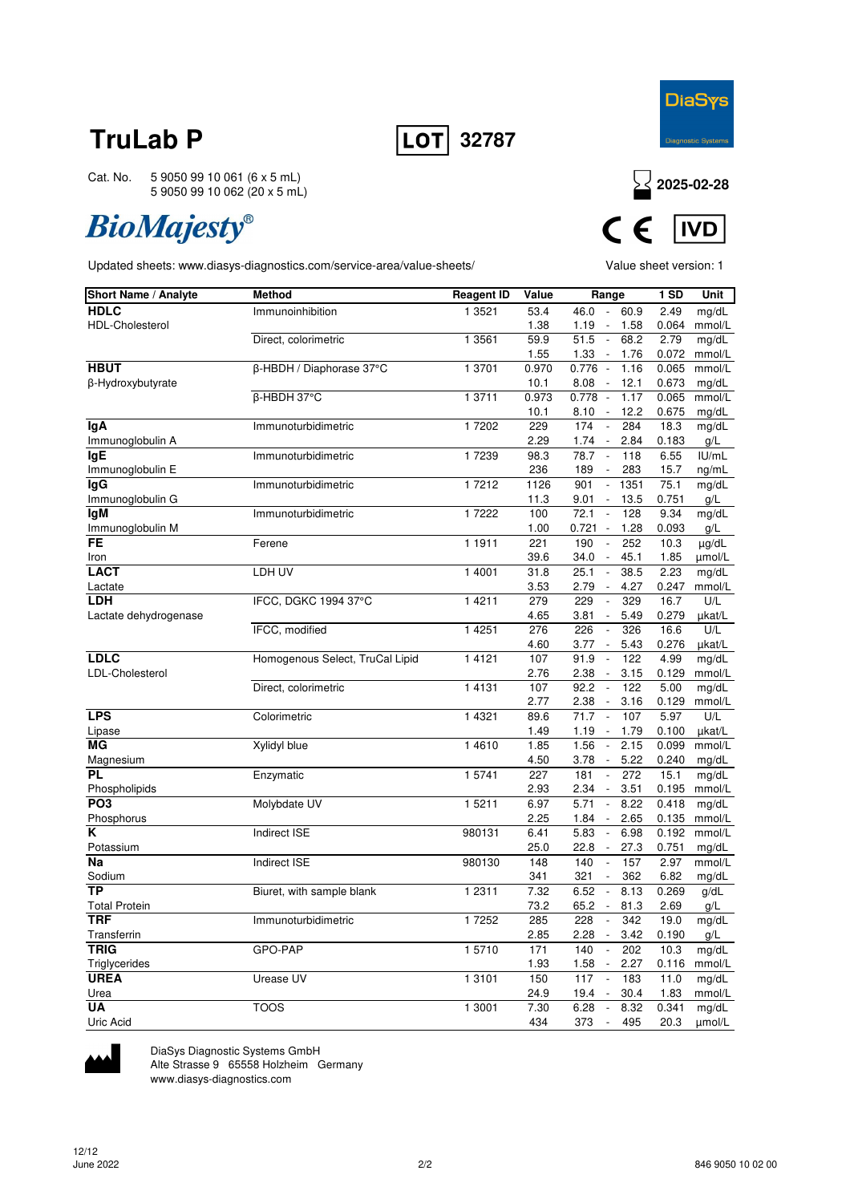# TruLab P

**LOT** 32787

DiaSys Diagnostic Systems

Cat. No. 5 9050 99 10 061 (6 x 5 mL)
5 9050 99 10 062 (20 x 5 mL)

2025-02-28

*BioMajesty®*

CE IVD

Updated sheets: www.diasys-diagnostics.com/service-area/value-sheets/

Value sheet version: 1

| Short Name / Analyte | Method | Reagent ID | Value | Range | 1 SD | Unit |
|---|---|---|---|---|---|---|
| **HDLC** | Immunoinhibition | 1 3521 | 53.4 | 46.0 - 60.9 | 2.49 | mg/dL |
| HDL-Cholesterol | | | 1.38 | 1.19 - 1.58 | 0.064 | mmol/L |
| | Direct, colorimetric | 1 3561 | 59.9 | 51.5 - 68.2 | 2.79 | mg/dL |
| | | | 1.55 | 1.33 - 1.76 | 0.072 | mmol/L |
| **HBUT** | β-HBDH / Diaphorase 37°C | 1 3701 | 0.970 | 0.776 - 1.16 | 0.065 | mmol/L |
| β-Hydroxybutyrate | | | 10.1 | 8.08 - 12.1 | 0.673 | mg/dL |
| | β-HBDH 37°C | 1 3711 | 0.973 | 0.778 - 1.17 | 0.065 | mmol/L |
| | | | 10.1 | 8.10 - 12.2 | 0.675 | mg/dL |
| **IgA** | Immunoturbidimetric | 1 7202 | 229 | 174 - 284 | 18.3 | mg/dL |
| Immunoglobulin A | | | 2.29 | 1.74 - 2.84 | 0.183 | g/L |
| **IgE** | Immunoturbidimetric | 1 7239 | 98.3 | 78.7 - 118 | 6.55 | IU/mL |
| Immunoglobulin E | | | 236 | 189 - 283 | 15.7 | ng/mL |
| **IgG** | Immunoturbidimetric | 1 7212 | 1126 | 901 - 1351 | 75.1 | mg/dL |
| Immunoglobulin G | | | 11.3 | 9.01 - 13.5 | 0.751 | g/L |
| **IgM** | Immunoturbidimetric | 1 7222 | 100 | 72.1 - 128 | 9.34 | mg/dL |
| Immunoglobulin M | | | 1.00 | 0.721 - 1.28 | 0.093 | g/L |
| **FE** | Ferene | 1 1911 | 221 | 190 - 252 | 10.3 | µg/dL |
| Iron | | | 39.6 | 34.0 - 45.1 | 1.85 | µmol/L |
| **LACT** | LDH UV | 1 4001 | 31.8 | 25.1 - 38.5 | 2.23 | mg/dL |
| Lactate | | | 3.53 | 2.79 - 4.27 | 0.247 | mmol/L |
| **LDH** | IFCC, DGKC 1994 37°C | 1 4211 | 279 | 229 - 329 | 16.7 | U/L |
| Lactate dehydrogenase | | | 4.65 | 3.81 - 5.49 | 0.279 | µkat/L |
| | IFCC, modified | 1 4251 | 276 | 226 - 326 | 16.6 | U/L |
| | | | 4.60 | 3.77 - 5.43 | 0.276 | µkat/L |
| **LDLC** | Homogenous Select, TruCal Lipid | 1 4121 | 107 | 91.9 - 122 | 4.99 | mg/dL |
| LDL-Cholesterol | | | 2.76 | 2.38 - 3.15 | 0.129 | mmol/L |
| | Direct, colorimetric | 1 4131 | 107 | 92.2 - 122 | 5.00 | mg/dL |
| | | | 2.77 | 2.38 - 3.16 | 0.129 | mmol/L |
| **LPS** | Colorimetric | 1 4321 | 89.6 | 71.7 - 107 | 5.97 | U/L |
| Lipase | | | 1.49 | 1.19 - 1.79 | 0.100 | µkat/L |
| **MG** | Xylidyl blue | 1 4610 | 1.85 | 1.56 - 2.15 | 0.099 | mmol/L |
| Magnesium | | | 4.50 | 3.78 - 5.22 | 0.240 | mg/dL |
| **PL** | Enzymatic | 1 5741 | 227 | 181 - 272 | 15.1 | mg/dL |
| Phospholipids | | | 2.93 | 2.34 - 3.51 | 0.195 | mmol/L |
| **PO3** | Molybdate UV | 1 5211 | 6.97 | 5.71 - 8.22 | 0.418 | mg/dL |
| Phosphorus | | | 2.25 | 1.84 - 2.65 | 0.135 | mmol/L |
| **K** | Indirect ISE | 980131 | 6.41 | 5.83 - 6.98 | 0.192 | mmol/L |
| Potassium | | | 25.0 | 22.8 - 27.3 | 0.751 | mg/dL |
| **Na** | Indirect ISE | 980130 | 148 | 140 - 157 | 2.97 | mmol/L |
| Sodium | | | 341 | 321 - 362 | 6.82 | mg/dL |
| **TP** | Biuret, with sample blank | 1 2311 | 7.32 | 6.52 - 8.13 | 0.269 | g/dL |
| Total Protein | | | 73.2 | 65.2 - 81.3 | 2.69 | g/L |
| **TRF** | Immunoturbidimetric | 1 7252 | 285 | 228 - 342 | 19.0 | mg/dL |
| Transferrin | | | 2.85 | 2.28 - 3.42 | 0.190 | g/L |
| **TRIG** | GPO-PAP | 1 5710 | 171 | 140 - 202 | 10.3 | mg/dL |
| Triglycerides | | | 1.93 | 1.58 - 2.27 | 0.116 | mmol/L |
| **UREA** | Urease UV | 1 3101 | 150 | 117 - 183 | 11.0 | mg/dL |
| Urea | | | 24.9 | 19.4 - 30.4 | 1.83 | mmol/L |
| **UA** | TOOS | 1 3001 | 7.30 | 6.28 - 8.32 | 0.341 | mg/dL |
| Uric Acid | | | 434 | 373 - 495 | 20.3 | µmol/L |

DiaSys Diagnostic Systems GmbH
Alte Strasse 9 65558 Holzheim Germany
www.diasys-diagnostics.com

12/12
June 2022

846 9050 10 02 00